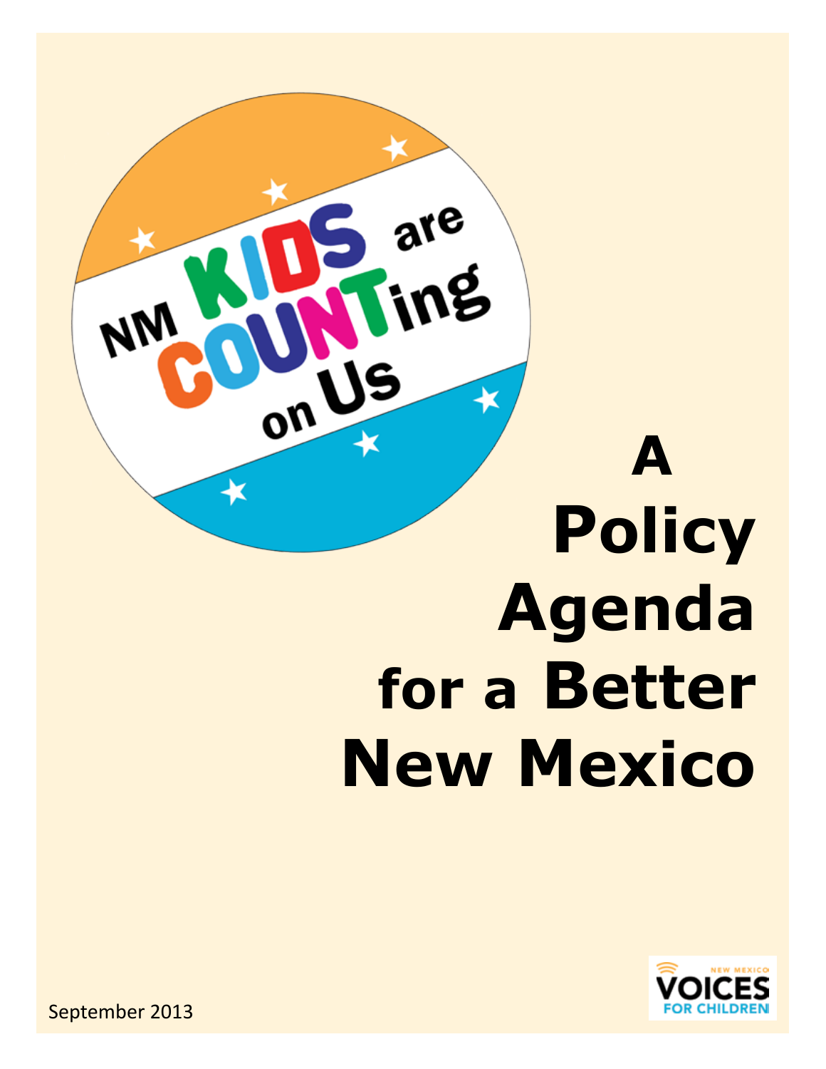NM KIDS are COUNTing on Us

# A Policy Agenda for a Better New Mexico

NEW MEXICO VOICES FOR CHILDREN

September 2013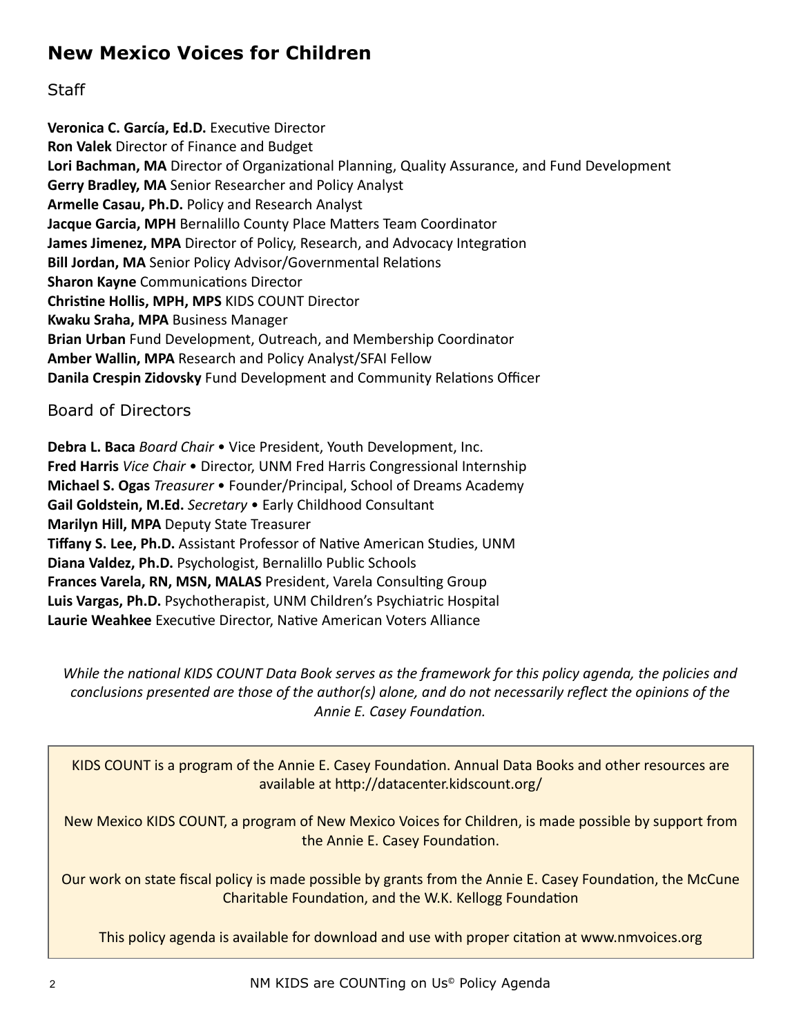# New Mexico Voices for Children

## Staff

**Veronica C. García, Ed.D.** Executive Director
**Ron Valek** Director of Finance and Budget
**Lori Bachman, MA** Director of Organizational Planning, Quality Assurance, and Fund Development
**Gerry Bradley, MA** Senior Researcher and Policy Analyst
**Armelle Casau, Ph.D.** Policy and Research Analyst
**Jacque Garcia, MPH** Bernalillo County Place Matters Team Coordinator
**James Jimenez, MPA** Director of Policy, Research, and Advocacy Integration
**Bill Jordan, MA** Senior Policy Advisor/Governmental Relations
**Sharon Kayne** Communications Director
**Christine Hollis, MPH, MPS** KIDS COUNT Director
**Kwaku Sraha, MPA** Business Manager
**Brian Urban** Fund Development, Outreach, and Membership Coordinator
**Amber Wallin, MPA** Research and Policy Analyst/SFAI Fellow
**Danila Crespin Zidovsky** Fund Development and Community Relations Officer

## Board of Directors

**Debra L. Baca** *Board Chair* • Vice President, Youth Development, Inc.
**Fred Harris** *Vice Chair* • Director, UNM Fred Harris Congressional Internship
**Michael S. Ogas** *Treasurer* • Founder/Principal, School of Dreams Academy
**Gail Goldstein, M.Ed.** *Secretary* • Early Childhood Consultant
**Marilyn Hill, MPA** Deputy State Treasurer
**Tiffany S. Lee, Ph.D.** Assistant Professor of Native American Studies, UNM
**Diana Valdez, Ph.D.** Psychologist, Bernalillo Public Schools
**Frances Varela, RN, MSN, MALAS** President, Varela Consulting Group
**Luis Vargas, Ph.D.** Psychotherapist, UNM Children's Psychiatric Hospital
**Laurie Weahkee** Executive Director, Native American Voters Alliance

*While the national KIDS COUNT Data Book serves as the framework for this policy agenda, the policies and conclusions presented are those of the author(s) alone, and do not necessarily reflect the opinions of the Annie E. Casey Foundation.*

KIDS COUNT is a program of the Annie E. Casey Foundation. Annual Data Books and other resources are available at http://datacenter.kidscount.org/

New Mexico KIDS COUNT, a program of New Mexico Voices for Children, is made possible by support from the Annie E. Casey Foundation.

Our work on state fiscal policy is made possible by grants from the Annie E. Casey Foundation, the McCune Charitable Foundation, and the W.K. Kellogg Foundation

This policy agenda is available for download and use with proper citation at www.nmvoices.org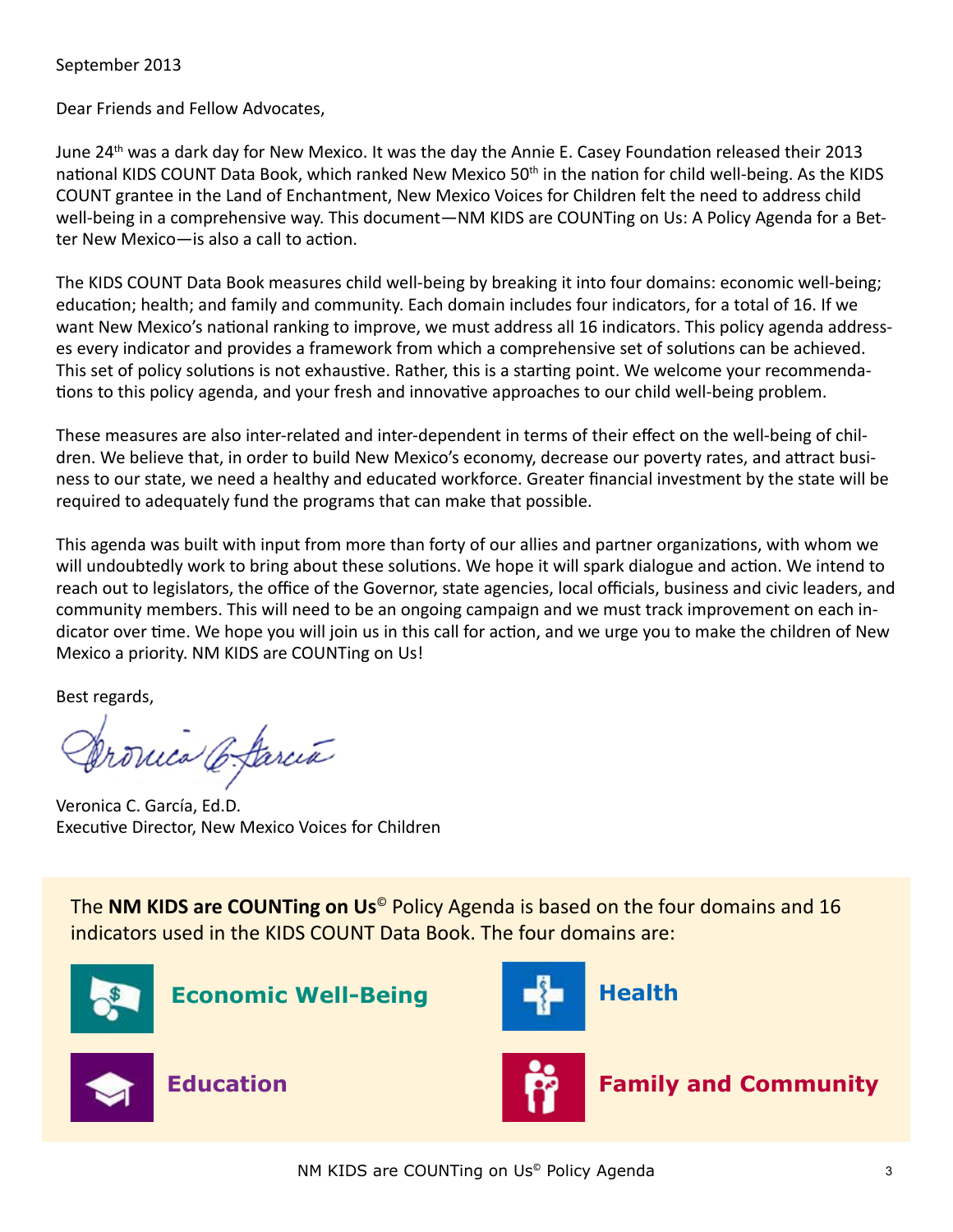September 2013

Dear Friends and Fellow Advocates,

June 24th was a dark day for New Mexico. It was the day the Annie E. Casey Foundation released their 2013 national KIDS COUNT Data Book, which ranked New Mexico 50th in the nation for child well-being. As the KIDS COUNT grantee in the Land of Enchantment, New Mexico Voices for Children felt the need to address child well-being in a comprehensive way. This document—NM KIDS are COUNTing on Us: A Policy Agenda for a Better New Mexico—is also a call to action.

The KIDS COUNT Data Book measures child well-being by breaking it into four domains: economic well-being; education; health; and family and community. Each domain includes four indicators, for a total of 16. If we want New Mexico's national ranking to improve, we must address all 16 indicators. This policy agenda addresses every indicator and provides a framework from which a comprehensive set of solutions can be achieved. This set of policy solutions is not exhaustive. Rather, this is a starting point. We welcome your recommendations to this policy agenda, and your fresh and innovative approaches to our child well-being problem.

These measures are also inter-related and inter-dependent in terms of their effect on the well-being of children. We believe that, in order to build New Mexico's economy, decrease our poverty rates, and attract business to our state, we need a healthy and educated workforce. Greater financial investment by the state will be required to adequately fund the programs that can make that possible.

This agenda was built with input from more than forty of our allies and partner organizations, with whom we will undoubtedly work to bring about these solutions. We hope it will spark dialogue and action. We intend to reach out to legislators, the office of the Governor, state agencies, local officials, business and civic leaders, and community members. This will need to be an ongoing campaign and we must track improvement on each indicator over time. We hope you will join us in this call for action, and we urge you to make the children of New Mexico a priority. NM KIDS are COUNTing on Us!

Best regards,

Veronica C. García, Ed.D.
Executive Director, New Mexico Voices for Children

The **NM KIDS are COUNTing on Us**© Policy Agenda is based on the four domains and 16 indicators used in the KIDS COUNT Data Book. The four domains are:

- **Economic Well-Being**
- **Health**
- **Education**
- **Family and Community**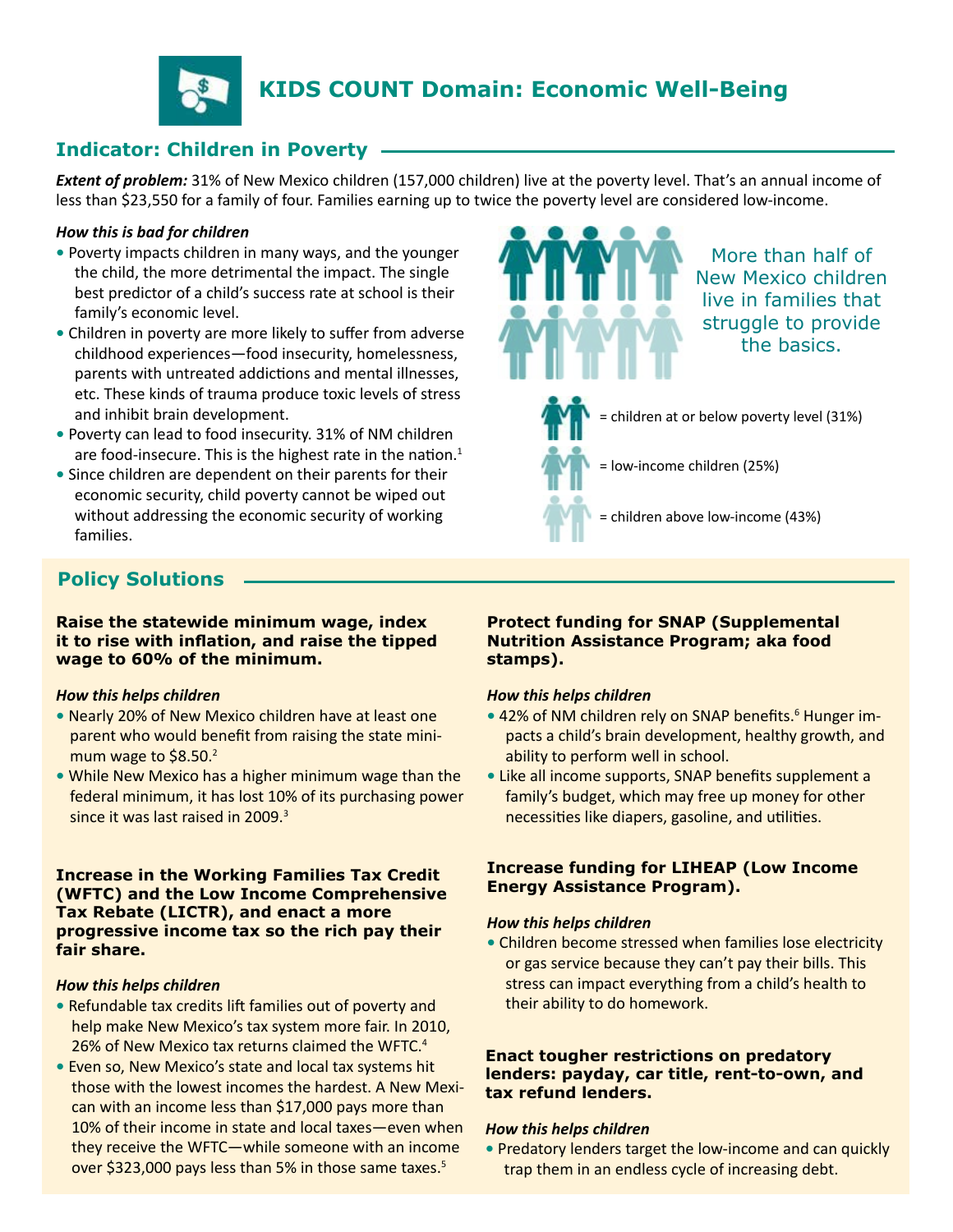# KIDS COUNT Domain: Economic Well-Being

## Indicator: Children in Poverty

***Extent of problem:*** 31% of New Mexico children (157,000 children) live at the poverty level. That's an annual income of less than $23,550 for a family of four. Families earning up to twice the poverty level are considered low-income.

***How this is bad for children***

- Poverty impacts children in many ways, and the younger the child, the more detrimental the impact. The single best predictor of a child's success rate at school is their family's economic level.
- Children in poverty are more likely to suffer from adverse childhood experiences—food insecurity, homelessness, parents with untreated addictions and mental illnesses, etc. These kinds of trauma produce toxic levels of stress and inhibit brain development.
- Poverty can lead to food insecurity. 31% of NM children are food-insecure. This is the highest rate in the nation.[1]
- Since children are dependent on their parents for their economic security, child poverty cannot be wiped out without addressing the economic security of working families.

More than half of New Mexico children live in families that struggle to provide the basics.

= children at or below poverty level (31%)

= low-income children (25%)

= children above low-income (43%)

## Policy Solutions

**Raise the statewide minimum wage, index it to rise with inflation, and raise the tipped wage to 60% of the minimum.**

***How this helps children***

- Nearly 20% of New Mexico children have at least one parent who would benefit from raising the state minimum wage to $8.50.[2]
- While New Mexico has a higher minimum wage than the federal minimum, it has lost 10% of its purchasing power since it was last raised in 2009.[3]

**Increase in the Working Families Tax Credit (WFTC) and the Low Income Comprehensive Tax Rebate (LICTR), and enact a more progressive income tax so the rich pay their fair share.**

***How this helps children***

- Refundable tax credits lift families out of poverty and help make New Mexico's tax system more fair. In 2010, 26% of New Mexico tax returns claimed the WFTC.[4]
- Even so, New Mexico's state and local tax systems hit those with the lowest incomes the hardest. A New Mexican with an income less than $17,000 pays more than 10% of their income in state and local taxes—even when they receive the WFTC—while someone with an income over $323,000 pays less than 5% in those same taxes.[5]

**Protect funding for SNAP (Supplemental Nutrition Assistance Program; aka food stamps).**

***How this helps children***

- 42% of NM children rely on SNAP benefits.[6] Hunger impacts a child's brain development, healthy growth, and ability to perform well in school.
- Like all income supports, SNAP benefits supplement a family's budget, which may free up money for other necessities like diapers, gasoline, and utilities.

**Increase funding for LIHEAP (Low Income Energy Assistance Program).**

***How this helps children***

- Children become stressed when families lose electricity or gas service because they can't pay their bills. This stress can impact everything from a child's health to their ability to do homework.

**Enact tougher restrictions on predatory lenders: payday, car title, rent-to-own, and tax refund lenders.**

***How this helps children***

- Predatory lenders target the low-income and can quickly trap them in an endless cycle of increasing debt.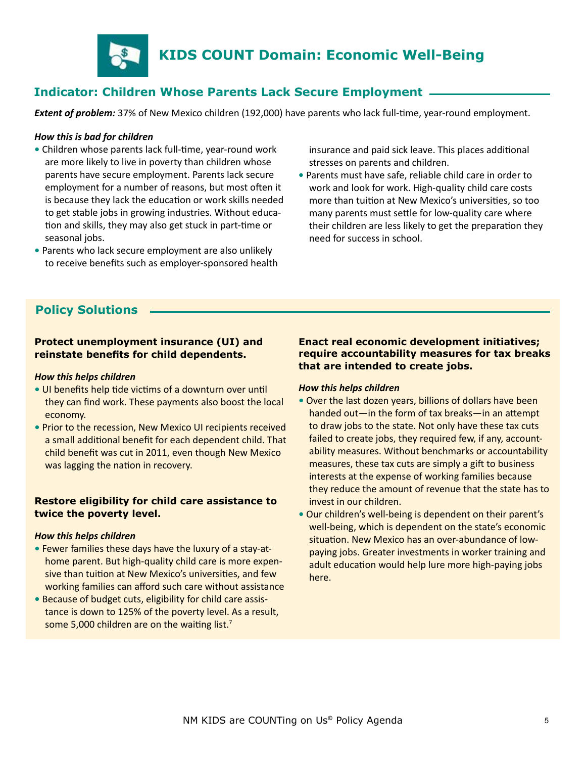# KIDS COUNT Domain: Economic Well-Being

## Indicator: Children Whose Parents Lack Secure Employment

***Extent of problem:*** 37% of New Mexico children (192,000) have parents who lack full-time, year-round employment.

***How this is bad for children***

- Children whose parents lack full-time, year-round work are more likely to live in poverty than children whose parents have secure employment. Parents lack secure employment for a number of reasons, but most often it is because they lack the education or work skills needed to get stable jobs in growing industries. Without education and skills, they may also get stuck in part-time or seasonal jobs.
- Parents who lack secure employment are also unlikely to receive benefits such as employer-sponsored health insurance and paid sick leave. This places additional stresses on parents and children.
- Parents must have safe, reliable child care in order to work and look for work. High-quality child care costs more than tuition at New Mexico's universities, so too many parents must settle for low-quality care where their children are less likely to get the preparation they need for success in school.

## Policy Solutions

### Protect unemployment insurance (UI) and reinstate benefits for child dependents.

***How this helps children***

- UI benefits help tide victims of a downturn over until they can find work. These payments also boost the local economy.
- Prior to the recession, New Mexico UI recipients received a small additional benefit for each dependent child. That child benefit was cut in 2011, even though New Mexico was lagging the nation in recovery.

### Restore eligibility for child care assistance to twice the poverty level.

***How this helps children***

- Fewer families these days have the luxury of a stay-at-home parent. But high-quality child care is more expensive than tuition at New Mexico's universities, and few working families can afford such care without assistance
- Because of budget cuts, eligibility for child care assistance is down to 125% of the poverty level. As a result, some 5,000 children are on the waiting list.[7]

### Enact real economic development initiatives; require accountability measures for tax breaks that are intended to create jobs.

***How this helps children***

- Over the last dozen years, billions of dollars have been handed out—in the form of tax breaks—in an attempt to draw jobs to the state. Not only have these tax cuts failed to create jobs, they required few, if any, accountability measures. Without benchmarks or accountability measures, these tax cuts are simply a gift to business interests at the expense of working families because they reduce the amount of revenue that the state has to invest in our children.
- Our children's well-being is dependent on their parent's well-being, which is dependent on the state's economic situation. New Mexico has an over-abundance of low-paying jobs. Greater investments in worker training and adult education would help lure more high-paying jobs here.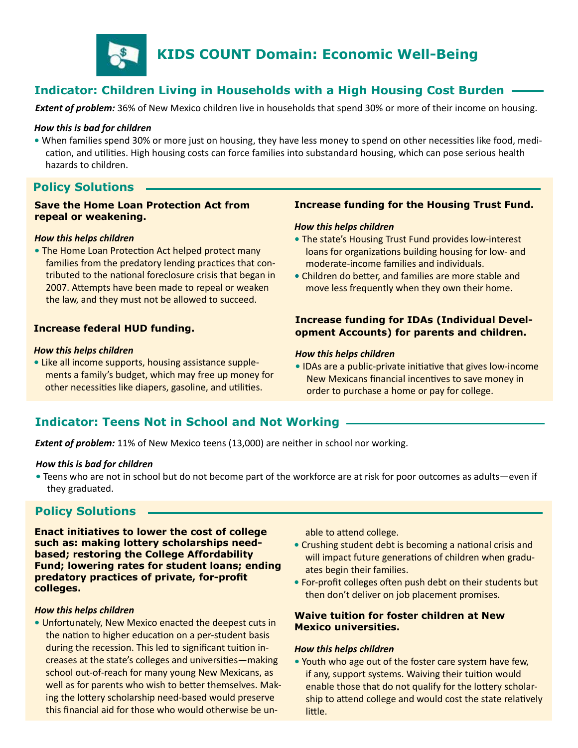# KIDS COUNT Domain: Economic Well-Being

## Indicator: Children Living in Households with a High Housing Cost Burden

***Extent of problem:*** 36% of New Mexico children live in households that spend 30% or more of their income on housing.

***How this is bad for children***

- When families spend 30% or more just on housing, they have less money to spend on other necessities like food, medication, and utilities. High housing costs can force families into substandard housing, which can pose serious health hazards to children.

## Policy Solutions

### Save the Home Loan Protection Act from repeal or weakening.

***How this helps children***

- The Home Loan Protection Act helped protect many families from the predatory lending practices that contributed to the national foreclosure crisis that began in 2007. Attempts have been made to repeal or weaken the law, and they must not be allowed to succeed.

### Increase federal HUD funding.

***How this helps children***

- Like all income supports, housing assistance supplements a family's budget, which may free up money for other necessities like diapers, gasoline, and utilities.

### Increase funding for the Housing Trust Fund.

***How this helps children***

- The state's Housing Trust Fund provides low-interest loans for organizations building housing for low- and moderate-income families and individuals.
- Children do better, and families are more stable and move less frequently when they own their home.

### Increase funding for IDAs (Individual Development Accounts) for parents and children.

***How this helps children***

- IDAs are a public-private initiative that gives low-income New Mexicans financial incentives to save money in order to purchase a home or pay for college.

## Indicator: Teens Not in School and Not Working

***Extent of problem:*** 11% of New Mexico teens (13,000) are neither in school nor working.

***How this is bad for children***

- Teens who are not in school but do not become part of the workforce are at risk for poor outcomes as adults—even if they graduated.

## Policy Solutions

### Enact initiatives to lower the cost of college such as: making lottery scholarships need-based; restoring the College Affordability Fund; lowering rates for student loans; ending predatory practices of private, for-profit colleges.

***How this helps children***

- Unfortunately, New Mexico enacted the deepest cuts in the nation to higher education on a per-student basis during the recession. This led to significant tuition increases at the state's colleges and universities—making school out-of-reach for many young New Mexicans, as well as for parents who wish to better themselves. Making the lottery scholarship need-based would preserve this financial aid for those who would otherwise be unable to attend college.
- Crushing student debt is becoming a national crisis and will impact future generations of children when graduates begin their families.
- For-profit colleges often push debt on their students but then don't deliver on job placement promises.

### Waive tuition for foster children at New Mexico universities.

***How this helps children***

- Youth who age out of the foster care system have few, if any, support systems. Waiving their tuition would enable those that do not qualify for the lottery scholarship to attend college and would cost the state relatively little.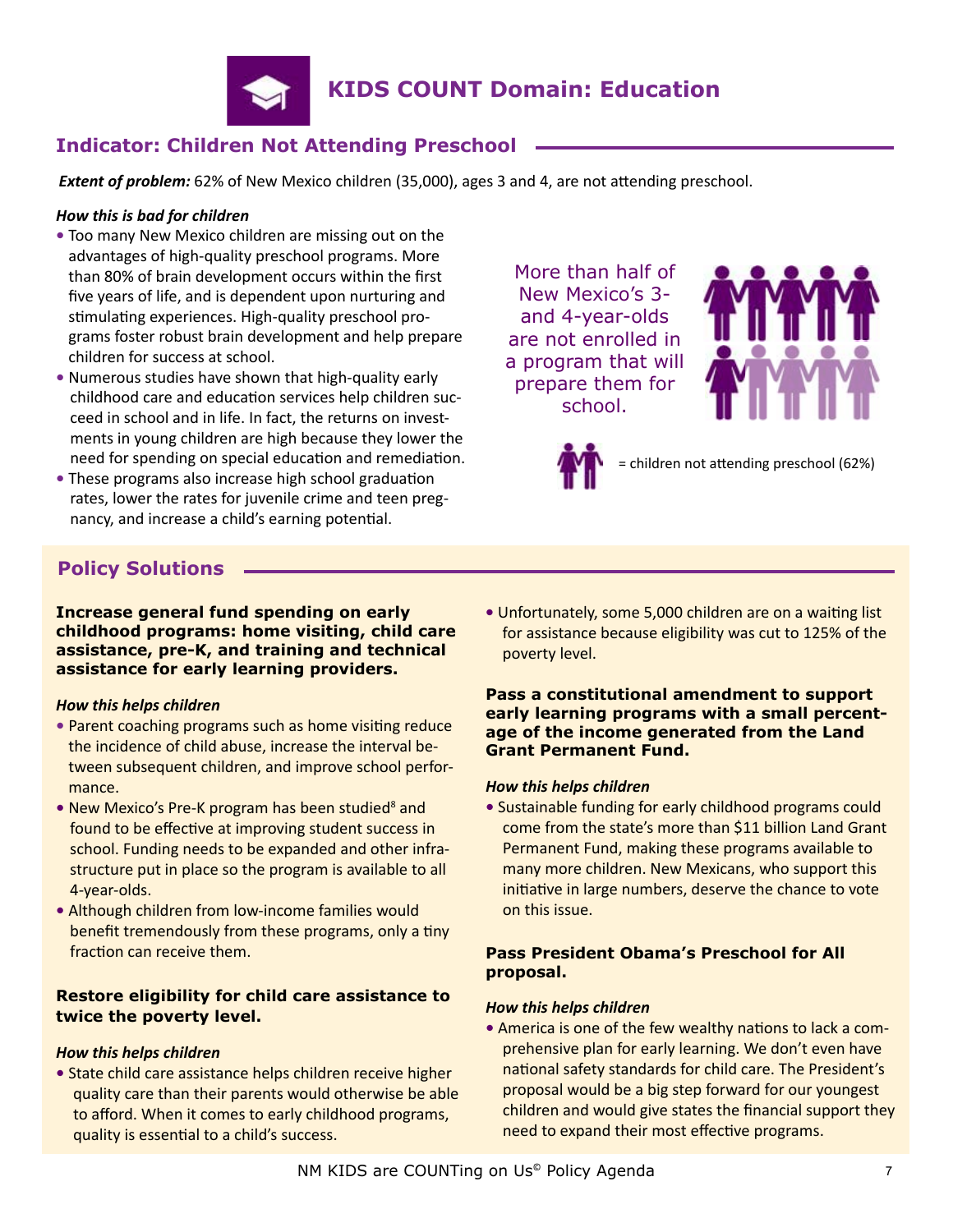# KIDS COUNT Domain: Education

## Indicator: Children Not Attending Preschool

***Extent of problem:*** 62% of New Mexico children (35,000), ages 3 and 4, are not attending preschool.

*How this is bad for children*

- Too many New Mexico children are missing out on the advantages of high-quality preschool programs. More than 80% of brain development occurs within the first five years of life, and is dependent upon nurturing and stimulating experiences. High-quality preschool programs foster robust brain development and help prepare children for success at school.
- Numerous studies have shown that high-quality early childhood care and education services help children succeed in school and in life. In fact, the returns on investments in young children are high because they lower the need for spending on special education and remediation.
- These programs also increase high school graduation rates, lower the rates for juvenile crime and teen pregnancy, and increase a child's earning potential.

More than half of New Mexico's 3- and 4-year-olds are not enrolled in a program that will prepare them for school.

= children not attending preschool (62%)

## Policy Solutions

**Increase general fund spending on early childhood programs: home visiting, child care assistance, pre-K, and training and technical assistance for early learning providers.**

*How this helps children*

- Parent coaching programs such as home visiting reduce the incidence of child abuse, increase the interval between subsequent children, and improve school performance.
- New Mexico's Pre-K program has been studied[8] and found to be effective at improving student success in school. Funding needs to be expanded and other infrastructure put in place so the program is available to all 4-year-olds.
- Although children from low-income families would benefit tremendously from these programs, only a tiny fraction can receive them.

**Restore eligibility for child care assistance to twice the poverty level.**

*How this helps children*

- State child care assistance helps children receive higher quality care than their parents would otherwise be able to afford. When it comes to early childhood programs, quality is essential to a child's success.
- Unfortunately, some 5,000 children are on a waiting list for assistance because eligibility was cut to 125% of the poverty level.

**Pass a constitutional amendment to support early learning programs with a small percentage of the income generated from the Land Grant Permanent Fund.**

*How this helps children*

- Sustainable funding for early childhood programs could come from the state's more than $11 billion Land Grant Permanent Fund, making these programs available to many more children. New Mexicans, who support this initiative in large numbers, deserve the chance to vote on this issue.

**Pass President Obama's Preschool for All proposal.**

*How this helps children*

- America is one of the few wealthy nations to lack a comprehensive plan for early learning. We don't even have national safety standards for child care. The President's proposal would be a big step forward for our youngest children and would give states the financial support they need to expand their most effective programs.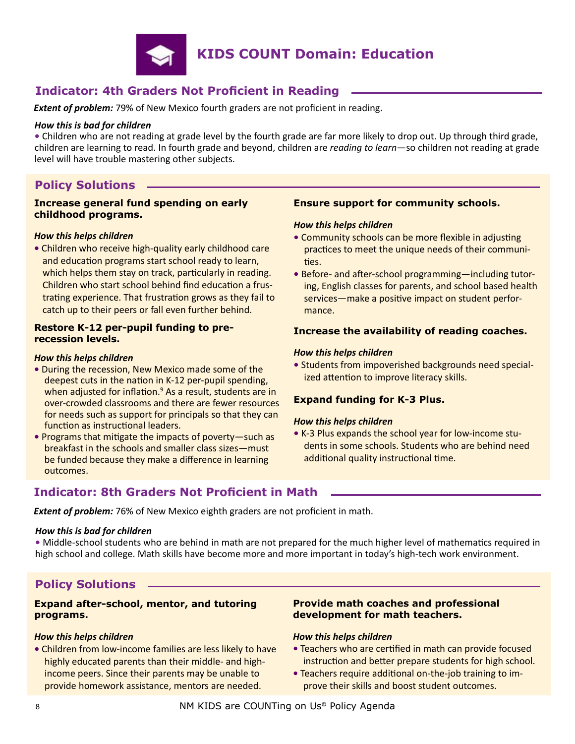# KIDS COUNT Domain: Education

## Indicator: 4th Graders Not Proficient in Reading

***Extent of problem:*** 79% of New Mexico fourth graders are not proficient in reading.

***How this is bad for children***

- Children who are not reading at grade level by the fourth grade are far more likely to drop out. Up through third grade, children are learning to read. In fourth grade and beyond, children are *reading to learn*—so children not reading at grade level will have trouble mastering other subjects.

### Policy Solutions

**Increase general fund spending on early childhood programs.**

***How this helps children***

- Children who receive high-quality early childhood care and education programs start school ready to learn, which helps them stay on track, particularly in reading. Children who start school behind find education a frustrating experience. That frustration grows as they fail to catch up to their peers or fall even further behind.

**Restore K-12 per-pupil funding to pre-recession levels.**

***How this helps children***

- During the recession, New Mexico made some of the deepest cuts in the nation in K-12 per-pupil spending, when adjusted for inflation.[9] As a result, students are in over-crowded classrooms and there are fewer resources for needs such as support for principals so that they can function as instructional leaders.
- Programs that mitigate the impacts of poverty—such as breakfast in the schools and smaller class sizes—must be funded because they make a difference in learning outcomes.

**Ensure support for community schools.**

***How this helps children***

- Community schools can be more flexible in adjusting practices to meet the unique needs of their communities.
- Before- and after-school programming—including tutoring, English classes for parents, and school based health services—make a positive impact on student performance.

**Increase the availability of reading coaches.**

***How this helps children***

- Students from impoverished backgrounds need specialized attention to improve literacy skills.

**Expand funding for K-3 Plus.**

***How this helps children***

- K-3 Plus expands the school year for low-income students in some schools. Students who are behind need additional quality instructional time.

## Indicator: 8th Graders Not Proficient in Math

***Extent of problem:*** 76% of New Mexico eighth graders are not proficient in math.

***How this is bad for children***

- Middle-school students who are behind in math are not prepared for the much higher level of mathematics required in high school and college. Math skills have become more and more important in today's high-tech work environment.

### Policy Solutions

**Expand after-school, mentor, and tutoring programs.**

***How this helps children***

- Children from low-income families are less likely to have highly educated parents than their middle- and high-income peers. Since their parents may be unable to provide homework assistance, mentors are needed.

**Provide math coaches and professional development for math teachers.**

***How this helps children***

- Teachers who are certified in math can provide focused instruction and better prepare students for high school.
- Teachers require additional on-the-job training to improve their skills and boost student outcomes.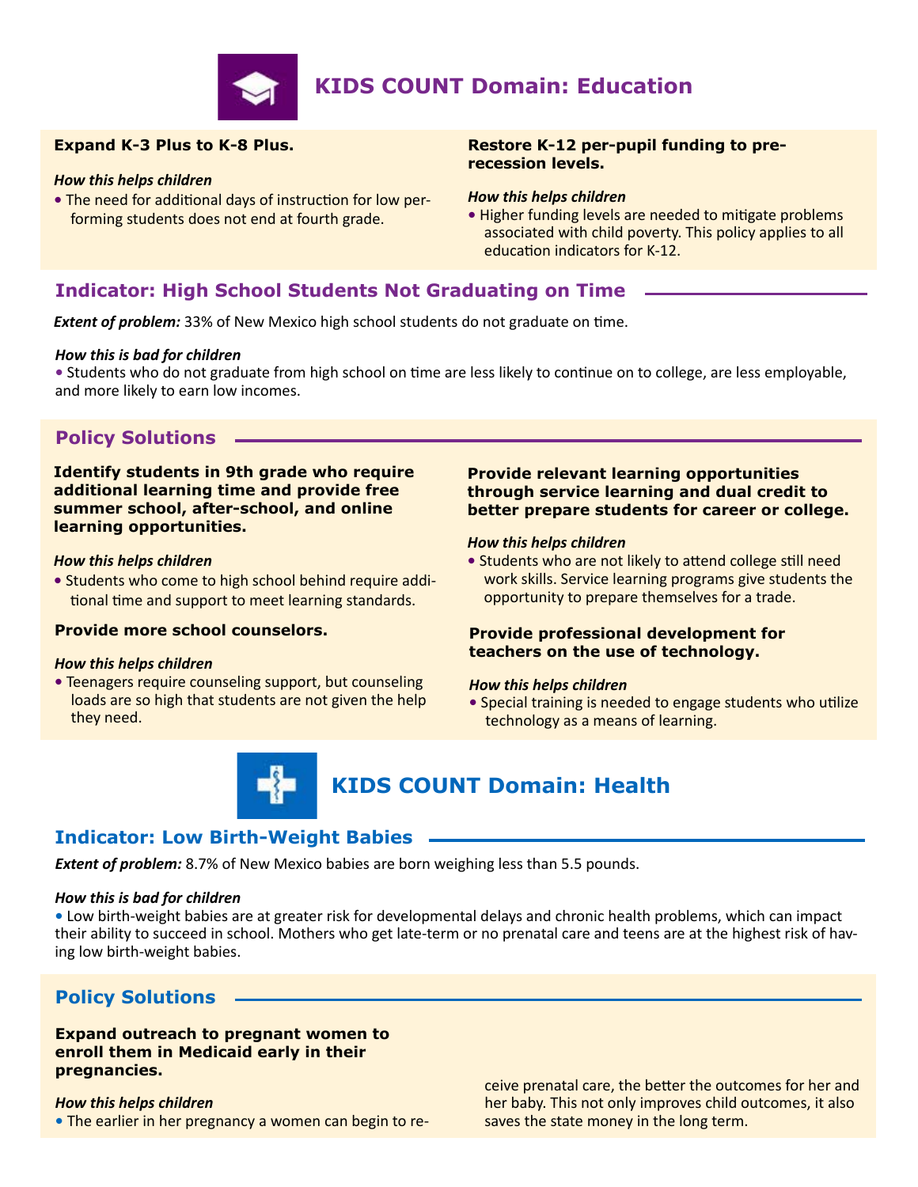## KIDS COUNT Domain: Education

**Expand K-3 Plus to K-8 Plus.**

*How this helps children*

- The need for additional days of instruction for low performing students does not end at fourth grade.

**Restore K-12 per-pupil funding to pre-recession levels.**

*How this helps children*

- Higher funding levels are needed to mitigate problems associated with child poverty. This policy applies to all education indicators for K-12.

### Indicator: High School Students Not Graduating on Time

***Extent of problem:*** 33% of New Mexico high school students do not graduate on time.

*How this is bad for children*

- Students who do not graduate from high school on time are less likely to continue on to college, are less employable, and more likely to earn low incomes.

### Policy Solutions

**Identify students in 9th grade who require additional learning time and provide free summer school, after-school, and online learning opportunities.**

*How this helps children*

- Students who come to high school behind require additional time and support to meet learning standards.

**Provide more school counselors.**

*How this helps children*

- Teenagers require counseling support, but counseling loads are so high that students are not given the help they need.

**Provide relevant learning opportunities through service learning and dual credit to better prepare students for career or college.**

*How this helps children*

- Students who are not likely to attend college still need work skills. Service learning programs give students the opportunity to prepare themselves for a trade.

**Provide professional development for teachers on the use of technology.**

*How this helps children*

- Special training is needed to engage students who utilize technology as a means of learning.

## KIDS COUNT Domain: Health

### Indicator: Low Birth-Weight Babies

***Extent of problem:*** 8.7% of New Mexico babies are born weighing less than 5.5 pounds.

*How this is bad for children*

- Low birth-weight babies are at greater risk for developmental delays and chronic health problems, which can impact their ability to succeed in school. Mothers who get late-term or no prenatal care and teens are at the highest risk of having low birth-weight babies.

### Policy Solutions

**Expand outreach to pregnant women to enroll them in Medicaid early in their pregnancies.**

*How this helps children*

- The earlier in her pregnancy a women can begin to receive prenatal care, the better the outcomes for her and her baby. This not only improves child outcomes, it also saves the state money in the long term.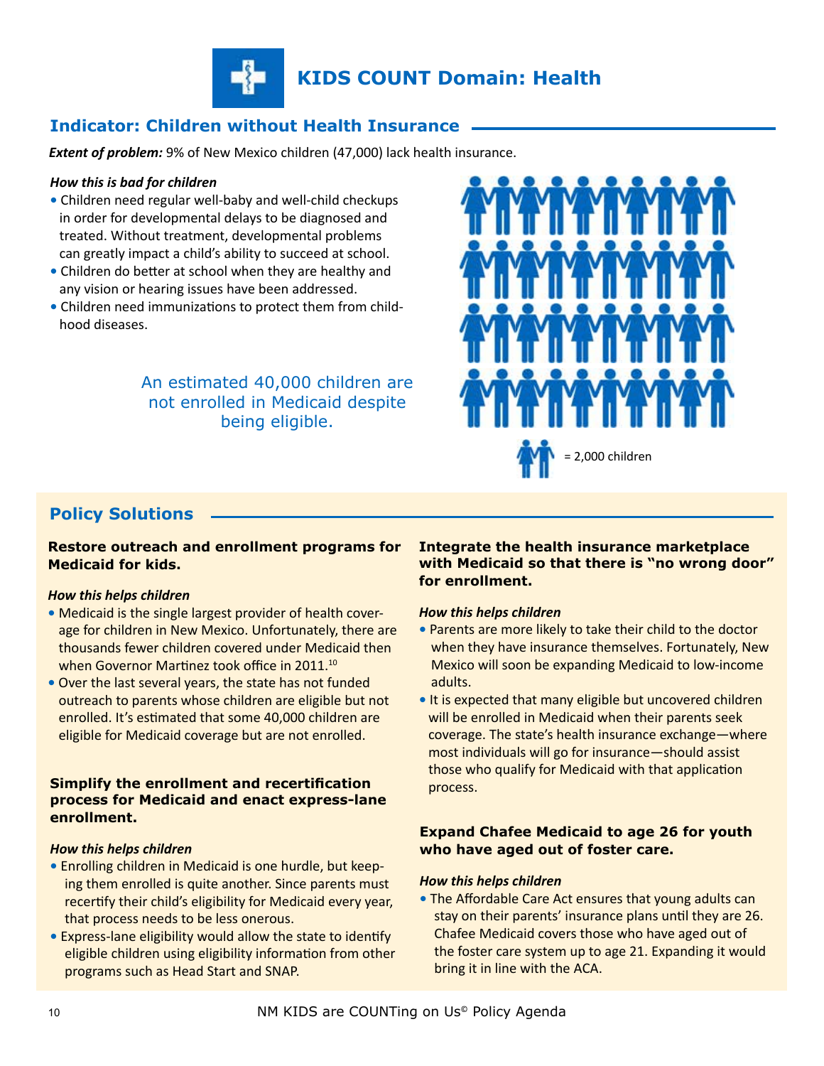# KIDS COUNT Domain: Health

## Indicator: Children without Health Insurance

***Extent of problem:*** 9% of New Mexico children (47,000) lack health insurance.

*How this is bad for children*

- Children need regular well-baby and well-child checkups in order for developmental delays to be diagnosed and treated. Without treatment, developmental problems can greatly impact a child's ability to succeed at school.
- Children do better at school when they are healthy and any vision or hearing issues have been addressed.
- Children need immunizations to protect them from childhood diseases.

An estimated 40,000 children are not enrolled in Medicaid despite being eligible.

= 2,000 children

## Policy Solutions

**Restore outreach and enrollment programs for Medicaid for kids.**

*How this helps children*

- Medicaid is the single largest provider of health coverage for children in New Mexico. Unfortunately, there are thousands fewer children covered under Medicaid then when Governor Martinez took office in 2011.[10]
- Over the last several years, the state has not funded outreach to parents whose children are eligible but not enrolled. It's estimated that some 40,000 children are eligible for Medicaid coverage but are not enrolled.

**Simplify the enrollment and recertification process for Medicaid and enact express-lane enrollment.**

*How this helps children*

- Enrolling children in Medicaid is one hurdle, but keeping them enrolled is quite another. Since parents must recertify their child's eligibility for Medicaid every year, that process needs to be less onerous.
- Express-lane eligibility would allow the state to identify eligible children using eligibility information from other programs such as Head Start and SNAP.

**Integrate the health insurance marketplace with Medicaid so that there is "no wrong door" for enrollment.**

*How this helps children*

- Parents are more likely to take their child to the doctor when they have insurance themselves. Fortunately, New Mexico will soon be expanding Medicaid to low-income adults.
- It is expected that many eligible but uncovered children will be enrolled in Medicaid when their parents seek coverage. The state's health insurance exchange—where most individuals will go for insurance—should assist those who qualify for Medicaid with that application process.

**Expand Chafee Medicaid to age 26 for youth who have aged out of foster care.**

*How this helps children*

- The Affordable Care Act ensures that young adults can stay on their parents' insurance plans until they are 26. Chafee Medicaid covers those who have aged out of the foster care system up to age 21. Expanding it would bring it in line with the ACA.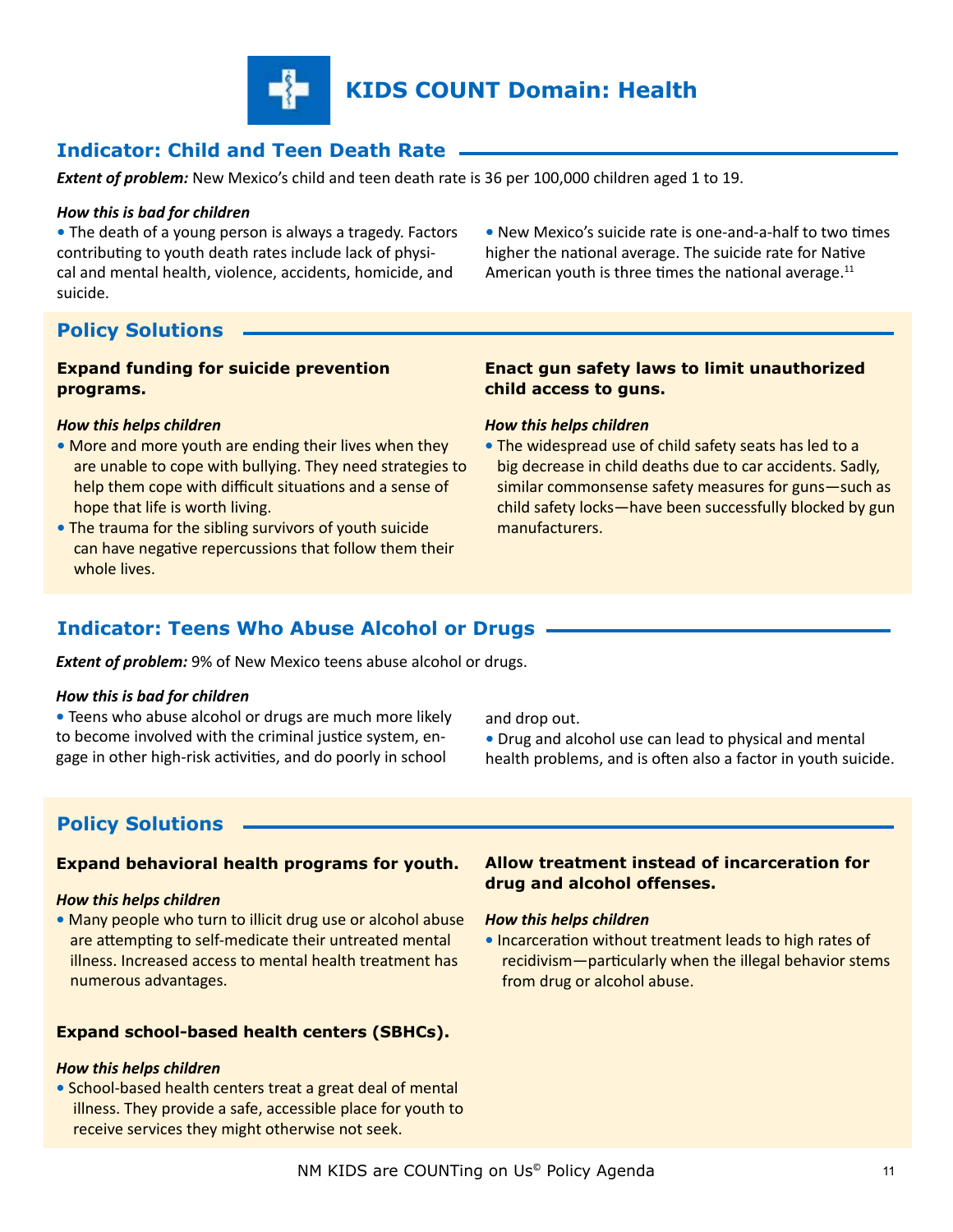# KIDS COUNT Domain: Health

## Indicator: Child and Teen Death Rate

***Extent of problem:*** New Mexico's child and teen death rate is 36 per 100,000 children aged 1 to 19.

***How this is bad for children***

- The death of a young person is always a tragedy. Factors contributing to youth death rates include lack of physical and mental health, violence, accidents, homicide, and suicide.
- New Mexico's suicide rate is one-and-a-half to two times higher the national average. The suicide rate for Native American youth is three times the national average.[11]

### Policy Solutions

**Expand funding for suicide prevention programs.**

***How this helps children***

- More and more youth are ending their lives when they are unable to cope with bullying. They need strategies to help them cope with difficult situations and a sense of hope that life is worth living.
- The trauma for the sibling survivors of youth suicide can have negative repercussions that follow them their whole lives.

**Enact gun safety laws to limit unauthorized child access to guns.**

***How this helps children***

- The widespread use of child safety seats has led to a big decrease in child deaths due to car accidents. Sadly, similar commonsense safety measures for guns—such as child safety locks—have been successfully blocked by gun manufacturers.

## Indicator: Teens Who Abuse Alcohol or Drugs

***Extent of problem:*** 9% of New Mexico teens abuse alcohol or drugs.

***How this is bad for children***

- Teens who abuse alcohol or drugs are much more likely to become involved with the criminal justice system, engage in other high-risk activities, and do poorly in school and drop out.
- Drug and alcohol use can lead to physical and mental health problems, and is often also a factor in youth suicide.

### Policy Solutions

**Expand behavioral health programs for youth.**

***How this helps children***

- Many people who turn to illicit drug use or alcohol abuse are attempting to self-medicate their untreated mental illness. Increased access to mental health treatment has numerous advantages.

**Expand school-based health centers (SBHCs).**

***How this helps children***

- School-based health centers treat a great deal of mental illness. They provide a safe, accessible place for youth to receive services they might otherwise not seek.

**Allow treatment instead of incarceration for drug and alcohol offenses.**

***How this helps children***

- Incarceration without treatment leads to high rates of recidivism—particularly when the illegal behavior stems from drug or alcohol abuse.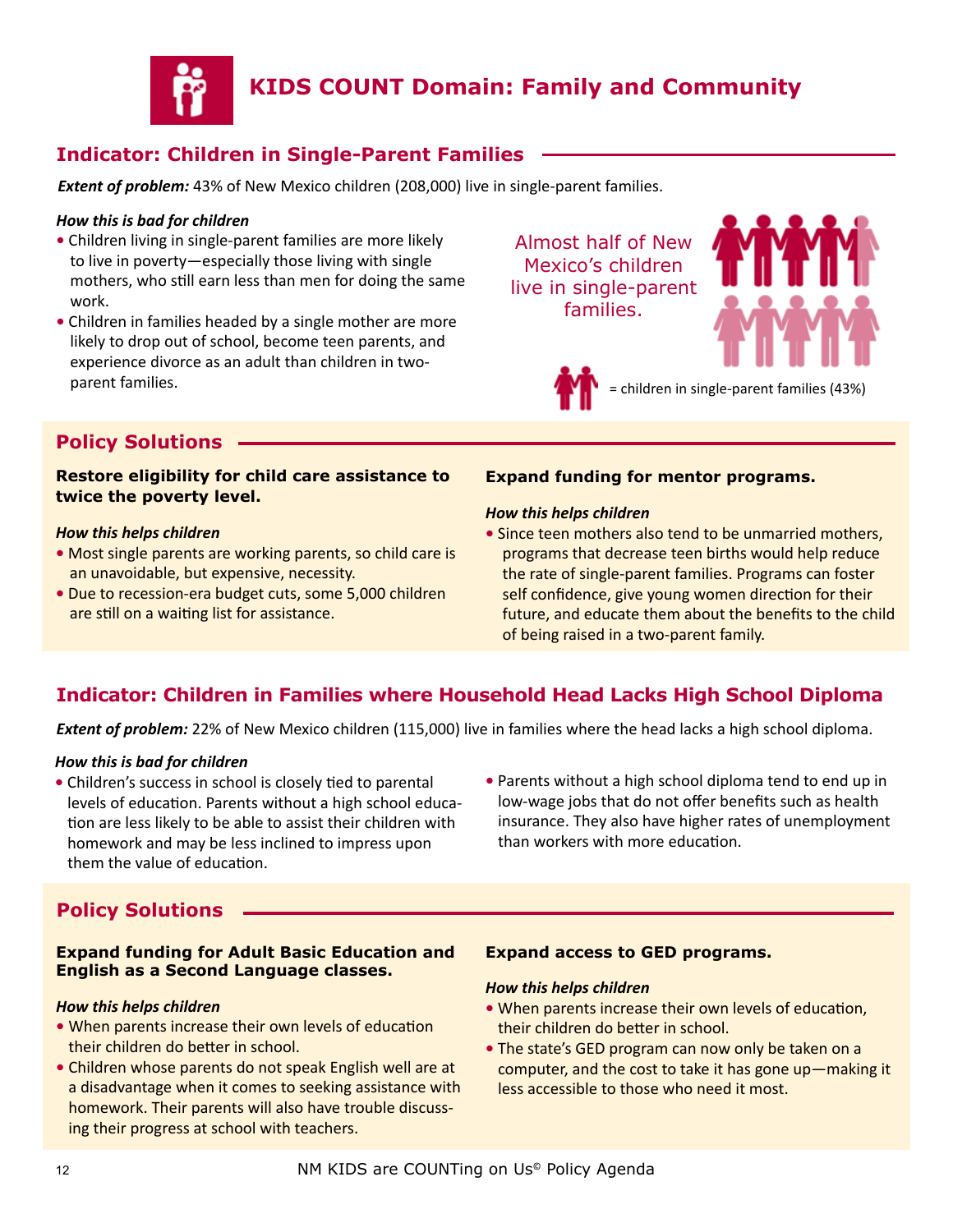# KIDS COUNT Domain: Family and Community

## Indicator: Children in Single-Parent Families

***Extent of problem:*** 43% of New Mexico children (208,000) live in single-parent families.

***How this is bad for children***

- Children living in single-parent families are more likely to live in poverty—especially those living with single mothers, who still earn less than men for doing the same work.
- Children in families headed by a single mother are more likely to drop out of school, become teen parents, and experience divorce as an adult than children in two-parent families.

Almost half of New Mexico's children live in single-parent families.

= children in single-parent families (43%)

### Policy Solutions

**Restore eligibility for child care assistance to twice the poverty level.**

***How this helps children***

- Most single parents are working parents, so child care is an unavoidable, but expensive, necessity.
- Due to recession-era budget cuts, some 5,000 children are still on a waiting list for assistance.

**Expand funding for mentor programs.**

***How this helps children***

- Since teen mothers also tend to be unmarried mothers, programs that decrease teen births would help reduce the rate of single-parent families. Programs can foster self confidence, give young women direction for their future, and educate them about the benefits to the child of being raised in a two-parent family.

## Indicator: Children in Families where Household Head Lacks High School Diploma

***Extent of problem:*** 22% of New Mexico children (115,000) live in families where the head lacks a high school diploma.

***How this is bad for children***

- Children's success in school is closely tied to parental levels of education. Parents without a high school education are less likely to be able to assist their children with homework and may be less inclined to impress upon them the value of education.
- Parents without a high school diploma tend to end up in low-wage jobs that do not offer benefits such as health insurance. They also have higher rates of unemployment than workers with more education.

### Policy Solutions

**Expand funding for Adult Basic Education and English as a Second Language classes.**

***How this helps children***

- When parents increase their own levels of education their children do better in school.
- Children whose parents do not speak English well are at a disadvantage when it comes to seeking assistance with homework. Their parents will also have trouble discussing their progress at school with teachers.

**Expand access to GED programs.**

***How this helps children***

- When parents increase their own levels of education, their children do better in school.
- The state's GED program can now only be taken on a computer, and the cost to take it has gone up—making it less accessible to those who need it most.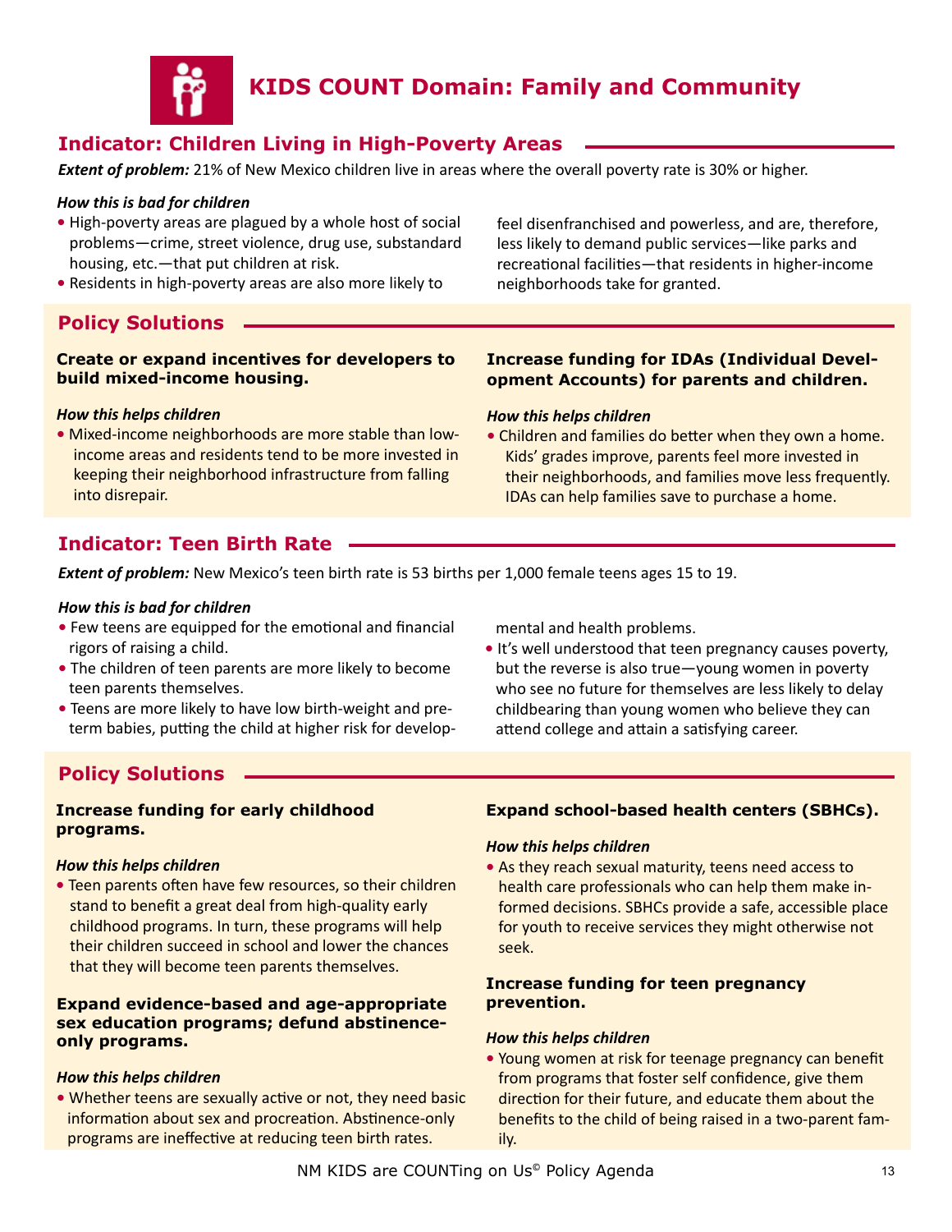# KIDS COUNT Domain: Family and Community

## Indicator: Children Living in High-Poverty Areas

***Extent of problem:*** 21% of New Mexico children live in areas where the overall poverty rate is 30% or higher.

***How this is bad for children***

- High-poverty areas are plagued by a whole host of social problems—crime, street violence, drug use, substandard housing, etc.—that put children at risk.
- Residents in high-poverty areas are also more likely to feel disenfranchised and powerless, and are, therefore, less likely to demand public services—like parks and recreational facilities—that residents in higher-income neighborhoods take for granted.

## Policy Solutions

**Create or expand incentives for developers to build mixed-income housing.**

***How this helps children***

- Mixed-income neighborhoods are more stable than low-income areas and residents tend to be more invested in keeping their neighborhood infrastructure from falling into disrepair.

**Increase funding for IDAs (Individual Development Accounts) for parents and children.**

***How this helps children***

- Children and families do better when they own a home. Kids' grades improve, parents feel more invested in their neighborhoods, and families move less frequently. IDAs can help families save to purchase a home.

## Indicator: Teen Birth Rate

***Extent of problem:*** New Mexico's teen birth rate is 53 births per 1,000 female teens ages 15 to 19.

***How this is bad for children***

- Few teens are equipped for the emotional and financial rigors of raising a child.
- The children of teen parents are more likely to become teen parents themselves.
- Teens are more likely to have low birth-weight and pre-term babies, putting the child at higher risk for developmental and health problems.
- It's well understood that teen pregnancy causes poverty, but the reverse is also true—young women in poverty who see no future for themselves are less likely to delay childbearing than young women who believe they can attend college and attain a satisfying career.

## Policy Solutions

**Increase funding for early childhood programs.**

***How this helps children***

- Teen parents often have few resources, so their children stand to benefit a great deal from high-quality early childhood programs. In turn, these programs will help their children succeed in school and lower the chances that they will become teen parents themselves.

**Expand evidence-based and age-appropriate sex education programs; defund abstinence-only programs.**

***How this helps children***

- Whether teens are sexually active or not, they need basic information about sex and procreation. Abstinence-only programs are ineffective at reducing teen birth rates.

**Expand school-based health centers (SBHCs).**

***How this helps children***

- As they reach sexual maturity, teens need access to health care professionals who can help them make informed decisions. SBHCs provide a safe, accessible place for youth to receive services they might otherwise not seek.

**Increase funding for teen pregnancy prevention.**

***How this helps children***

- Young women at risk for teenage pregnancy can benefit from programs that foster self confidence, give them direction for their future, and educate them about the benefits to the child of being raised in a two-parent family.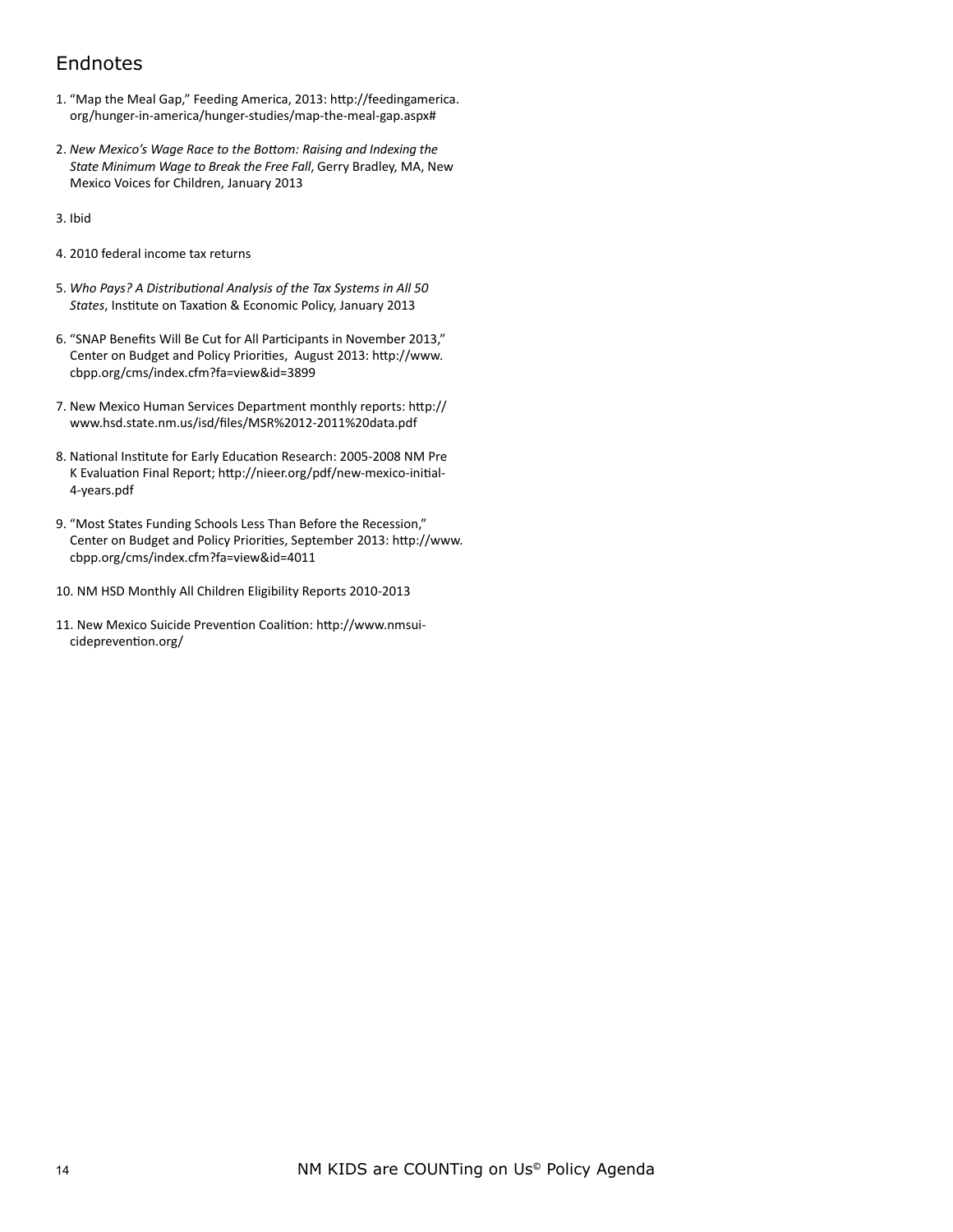## Endnotes

1. "Map the Meal Gap," Feeding America, 2013: http://feedingamerica.org/hunger-in-america/hunger-studies/map-the-meal-gap.aspx#

2. *New Mexico's Wage Race to the Bottom: Raising and Indexing the State Minimum Wage to Break the Free Fall*, Gerry Bradley, MA, New Mexico Voices for Children, January 2013

3. Ibid

4. 2010 federal income tax returns

5. *Who Pays? A Distributional Analysis of the Tax Systems in All 50 States*, Institute on Taxation & Economic Policy, January 2013

6. "SNAP Benefits Will Be Cut for All Participants in November 2013," Center on Budget and Policy Priorities, August 2013: http://www.cbpp.org/cms/index.cfm?fa=view&id=3899

7. New Mexico Human Services Department monthly reports: http://www.hsd.state.nm.us/isd/files/MSR%2012-2011%20data.pdf

8. National Institute for Early Education Research: 2005-2008 NM Pre K Evaluation Final Report; http://nieer.org/pdf/new-mexico-initial-4-years.pdf

9. "Most States Funding Schools Less Than Before the Recession," Center on Budget and Policy Priorities, September 2013: http://www.cbpp.org/cms/index.cfm?fa=view&id=4011

10. NM HSD Monthly All Children Eligibility Reports 2010-2013

11. New Mexico Suicide Prevention Coalition: http://www.nmsuicideprevention.org/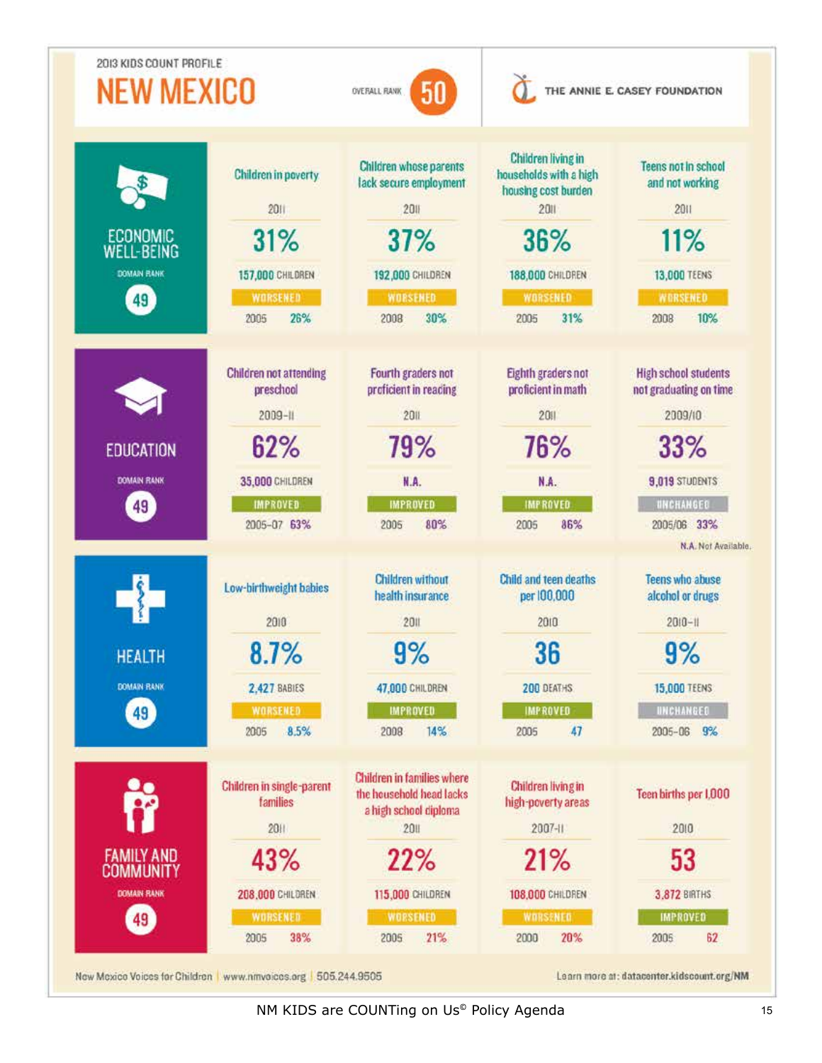2013 KIDS COUNT PROFILE

# NEW MEXICO

OVERALL RANK **50**

THE ANNIE E. CASEY FOUNDATION

## ECONOMIC WELL-BEING

DOMAIN RANK **49**

| Indicator | Year | Value | Count | Trend | Prior Year | Prior Value |
|---|---|---|---|---|---|---|
| Children in poverty | 2011 | 31% | 157,000 CHILDREN | WORSENED | 2005 | 26% |
| Children whose parents lack secure employment | 2011 | 37% | 192,000 CHILDREN | WORSENED | 2008 | 30% |
| Children living in households with a high housing cost burden | 2011 | 36% | 188,000 CHILDREN | WORSENED | 2005 | 31% |
| Teens not in school and not working | 2011 | 11% | 13,000 TEENS | WORSENED | 2008 | 10% |

## EDUCATION

DOMAIN RANK **49**

| Indicator | Year | Value | Count | Trend | Prior Year | Prior Value |
|---|---|---|---|---|---|---|
| Children not attending preschool | 2009–11 | 62% | 35,000 CHILDREN | IMPROVED | 2005–07 | 63% |
| Fourth graders not proficient in reading | 2011 | 79% | N.A. | IMPROVED | 2005 | 80% |
| Eighth graders not proficient in math | 2011 | 76% | N.A. | IMPROVED | 2005 | 86% |
| High school students not graduating on time | 2009/10 | 33% | 9,019 STUDENTS | UNCHANGED | 2005/06 | 33% |

N.A. Not Available.

## HEALTH

DOMAIN RANK **49**

| Indicator | Year | Value | Count | Trend | Prior Year | Prior Value |
|---|---|---|---|---|---|---|
| Low-birthweight babies | 2010 | 8.7% | 2,427 BABIES | WORSENED | 2005 | 8.5% |
| Children without health insurance | 2011 | 9% | 47,000 CHILDREN | IMPROVED | 2008 | 14% |
| Child and teen deaths per 100,000 | 2010 | 36 | 200 DEATHS | IMPROVED | 2005 | 47 |
| Teens who abuse alcohol or drugs | 2010–11 | 9% | 15,000 TEENS | UNCHANGED | 2005–06 | 9% |

## FAMILY AND COMMUNITY

DOMAIN RANK **49**

| Indicator | Year | Value | Count | Trend | Prior Year | Prior Value |
|---|---|---|---|---|---|---|
| Children in single-parent families | 2011 | 43% | 208,000 CHILDREN | WORSENED | 2005 | 38% |
| Children in families where the household head lacks a high school diploma | 2011 | 22% | 115,000 CHILDREN | WORSENED | 2005 | 21% |
| Children living in high-poverty areas | 2007–11 | 21% | 108,000 CHILDREN | WORSENED | 2000 | 20% |
| Teen births per 1,000 | 2010 | 53 | 3,872 BIRTHS | IMPROVED | 2005 | 62 |

New Mexico Voices for Children | www.nmvoices.org | 505.244.9505

Learn more at: datacenter.kidscount.org/NM

NM KIDS are COUNTing on Us© Policy Agenda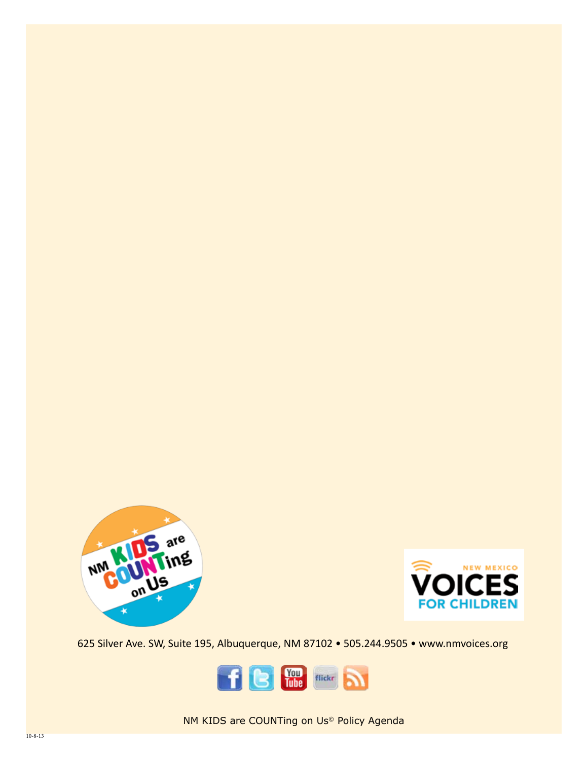625 Silver Ave. SW, Suite 195, Albuquerque, NM 87102 • 505.244.9505 • www.nmvoices.org

NM KIDS are COUNTing on Us© Policy Agenda

10-8-13